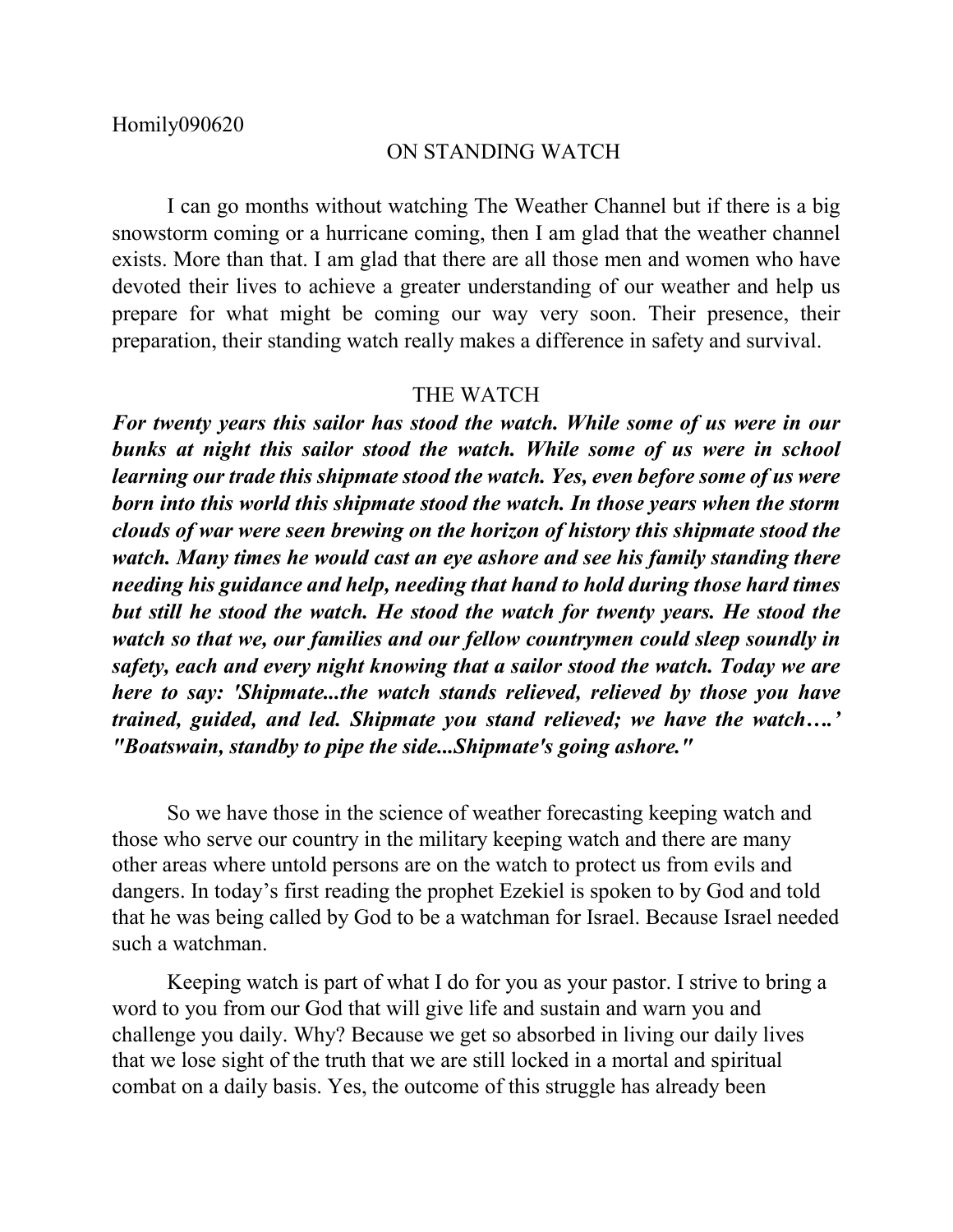Homily090620

# ON STANDING WATCH

I can go months without watching The Weather Channel but if there is a big snowstorm coming or a hurricane coming, then I am glad that the weather channel exists. More than that. I am glad that there are all those men and women who have devoted their lives to achieve a greater understanding of our weather and help us prepare for what might be coming our way very soon. Their presence, their preparation, their standing watch really makes a difference in safety and survival.

## THE WATCH

***For twenty years this sailor has stood the watch. While some of us were in our bunks at night this sailor stood the watch. While some of us were in school learning our trade this shipmate stood the watch. Yes, even before some of us were born into this world this shipmate stood the watch. In those years when the storm clouds of war were seen brewing on the horizon of history this shipmate stood the watch. Many times he would cast an eye ashore and see his family standing there needing his guidance and help, needing that hand to hold during those hard times but still he stood the watch. He stood the watch for twenty years. He stood the watch so that we, our families and our fellow countrymen could sleep soundly in safety, each and every night knowing that a sailor stood the watch. Today we are here to say: 'Shipmate...the watch stands relieved, relieved by those you have trained, guided, and led. Shipmate you stand relieved; we have the watch….' "Boatswain, standby to pipe the side...Shipmate's going ashore."***

So we have those in the science of weather forecasting keeping watch and those who serve our country in the military keeping watch and there are many other areas where untold persons are on the watch to protect us from evils and dangers. In today's first reading the prophet Ezekiel is spoken to by God and told that he was being called by God to be a watchman for Israel. Because Israel needed such a watchman.

Keeping watch is part of what I do for you as your pastor. I strive to bring a word to you from our God that will give life and sustain and warn you and challenge you daily. Why? Because we get so absorbed in living our daily lives that we lose sight of the truth that we are still locked in a mortal and spiritual combat on a daily basis. Yes, the outcome of this struggle has already been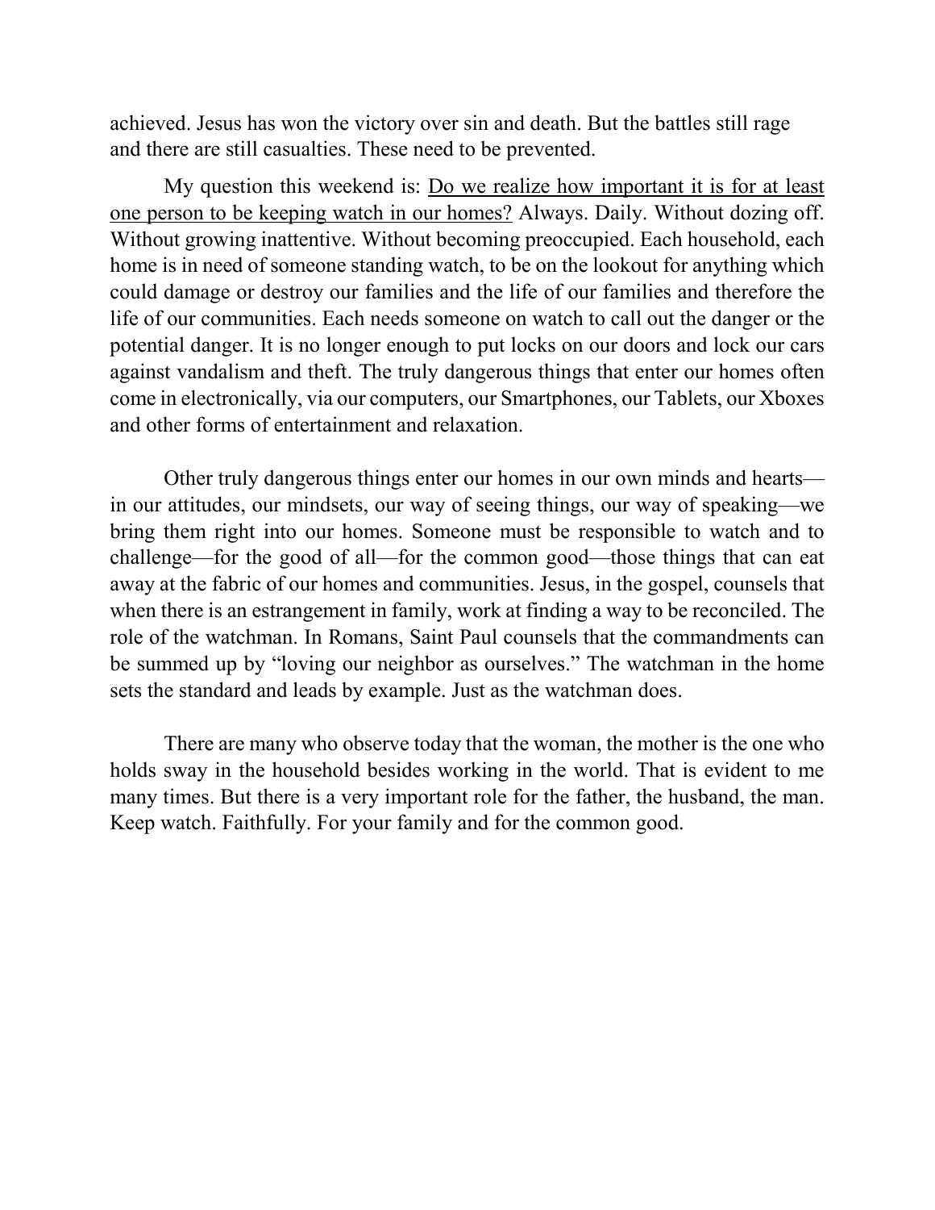achieved. Jesus has won the victory over sin and death. But the battles still rage and there are still casualties. These need to be prevented.

My question this weekend is: <u>Do we realize how important it is for at least one person to be keeping watch in our homes?</u> Always. Daily. Without dozing off. Without growing inattentive. Without becoming preoccupied. Each household, each home is in need of someone standing watch, to be on the lookout for anything which could damage or destroy our families and the life of our families and therefore the life of our communities. Each needs someone on watch to call out the danger or the potential danger. It is no longer enough to put locks on our doors and lock our cars against vandalism and theft. The truly dangerous things that enter our homes often come in electronically, via our computers, our Smartphones, our Tablets, our Xboxes and other forms of entertainment and relaxation.

Other truly dangerous things enter our homes in our own minds and hearts—in our attitudes, our mindsets, our way of seeing things, our way of speaking—we bring them right into our homes. Someone must be responsible to watch and to challenge—for the good of all—for the common good—those things that can eat away at the fabric of our homes and communities. Jesus, in the gospel, counsels that when there is an estrangement in family, work at finding a way to be reconciled. The role of the watchman. In Romans, Saint Paul counsels that the commandments can be summed up by "loving our neighbor as ourselves." The watchman in the home sets the standard and leads by example. Just as the watchman does.

There are many who observe today that the woman, the mother is the one who holds sway in the household besides working in the world. That is evident to me many times. But there is a very important role for the father, the husband, the man. Keep watch. Faithfully. For your family and for the common good.